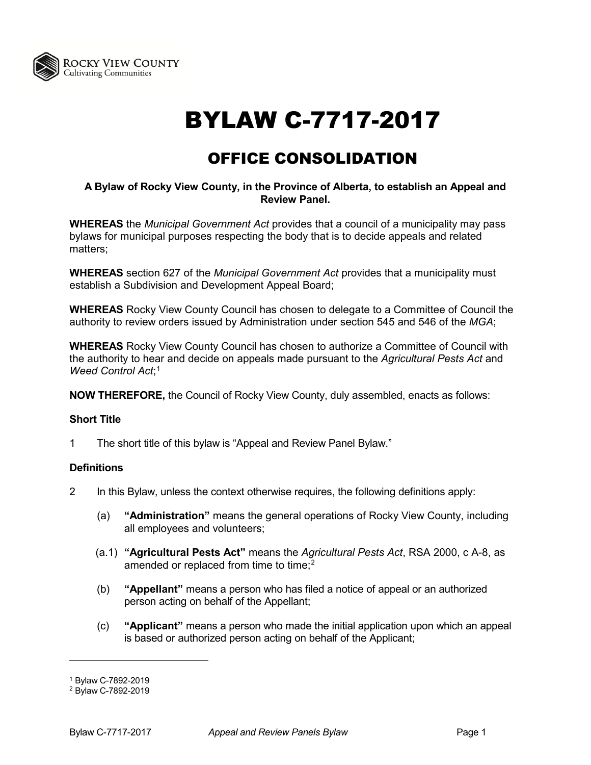# BYLAW C-7717-2017

## OFFICE CONSOLIDATION

**A Bylaw of Rocky View County, in the Province of Alberta, to establish an Appeal and Review Panel.**

**WHEREAS** the *Municipal Government Act* provides that a council of a municipality may pass bylaws for municipal purposes respecting the body that is to decide appeals and related matters;

**WHEREAS** section 627 of the *Municipal Government Act* provides that a municipality must establish a Subdivision and Development Appeal Board;

**WHEREAS** Rocky View County Council has chosen to delegate to a Committee of Council the authority to review orders issued by Administration under section 545 and 546 of the *MGA*;

**WHEREAS** Rocky View County Council has chosen to authorize a Committee of Council with the authority to hear and decide on appeals made pursuant to the *Agricultural Pests Act* and *Weed Control Act*;[1]

**NOW THEREFORE,** the Council of Rocky View County, duly assembled, enacts as follows:

**Short Title**

1 The short title of this bylaw is "Appeal and Review Panel Bylaw."

**Definitions**

2 In this Bylaw, unless the context otherwise requires, the following definitions apply:

(a) **"Administration"** means the general operations of Rocky View County, including all employees and volunteers;

(a.1) **"Agricultural Pests Act"** means the *Agricultural Pests Act*, RSA 2000, c A-8, as amended or replaced from time to time;[2]

(b) **"Appellant"** means a person who has filed a notice of appeal or an authorized person acting on behalf of the Appellant;

(c) **"Applicant"** means a person who made the initial application upon which an appeal is based or authorized person acting on behalf of the Applicant;

---

[1] Bylaw C-7892-2019
[2] Bylaw C-7892-2019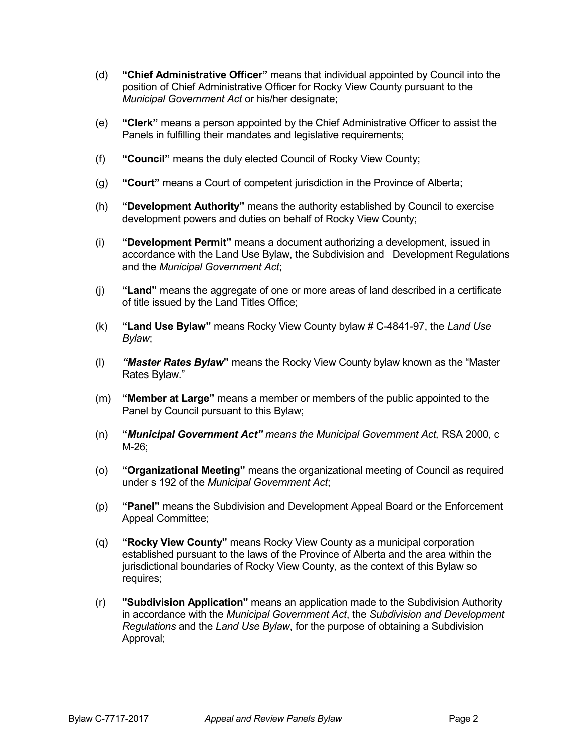(d) **"Chief Administrative Officer"** means that individual appointed by Council into the position of Chief Administrative Officer for Rocky View County pursuant to the *Municipal Government Act* or his/her designate;

(e) **"Clerk"** means a person appointed by the Chief Administrative Officer to assist the Panels in fulfilling their mandates and legislative requirements;

(f) **"Council"** means the duly elected Council of Rocky View County;

(g) **"Court"** means a Court of competent jurisdiction in the Province of Alberta;

(h) **"Development Authority"** means the authority established by Council to exercise development powers and duties on behalf of Rocky View County;

(i) **"Development Permit"** means a document authorizing a development, issued in accordance with the Land Use Bylaw, the Subdivision and Development Regulations and the *Municipal Government Act*;

(j) **"Land"** means the aggregate of one or more areas of land described in a certificate of title issued by the Land Titles Office;

(k) **"Land Use Bylaw"** means Rocky View County bylaw # C-4841-97, the *Land Use Bylaw*;

(l) ***"Master Rates Bylaw*"** means the Rocky View County bylaw known as the "Master Rates Bylaw."

(m) **"Member at Large"** means a member or members of the public appointed to the Panel by Council pursuant to this Bylaw;

(n) **"*Municipal Government Act"*** *means the Municipal Government Act,* RSA 2000, c M-26;

(o) **"Organizational Meeting"** means the organizational meeting of Council as required under s 192 of the *Municipal Government Act*;

(p) **"Panel"** means the Subdivision and Development Appeal Board or the Enforcement Appeal Committee;

(q) **"Rocky View County"** means Rocky View County as a municipal corporation established pursuant to the laws of the Province of Alberta and the area within the jurisdictional boundaries of Rocky View County, as the context of this Bylaw so requires;

(r) **"Subdivision Application"** means an application made to the Subdivision Authority in accordance with the *Municipal Government Act*, the *Subdivision and Development Regulations* and the *Land Use Bylaw*, for the purpose of obtaining a Subdivision Approval;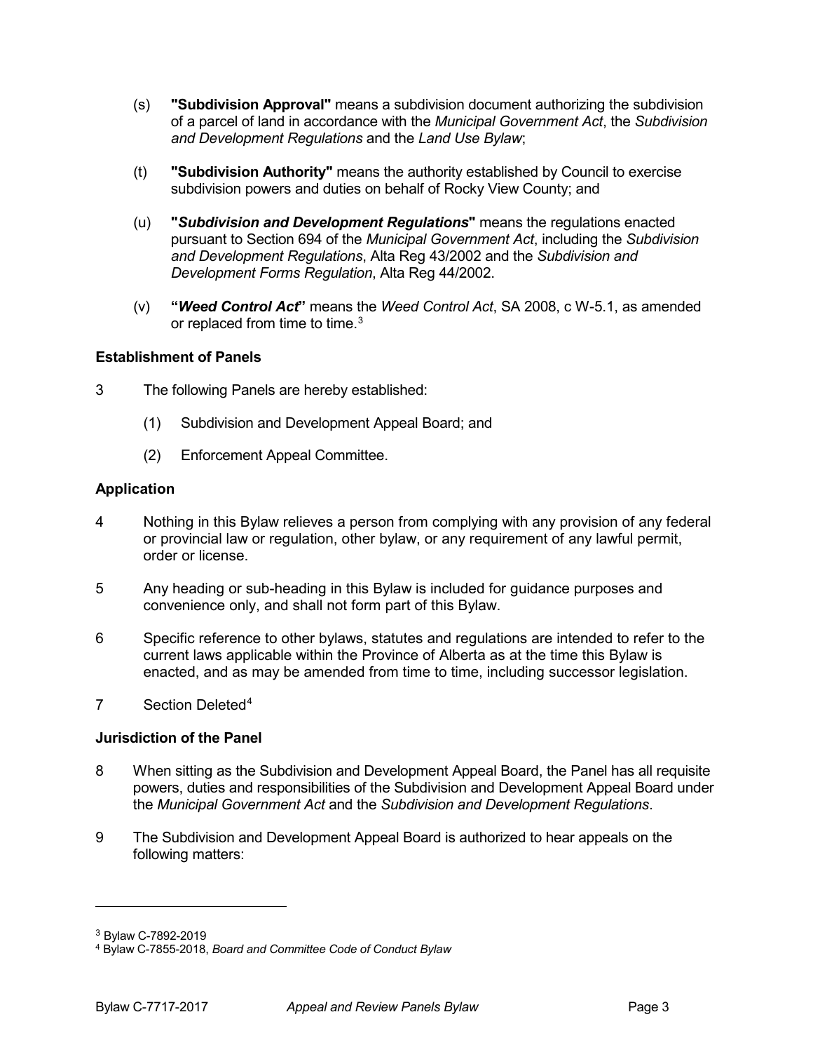(s) **"Subdivision Approval"** means a subdivision document authorizing the subdivision of a parcel of land in accordance with the *Municipal Government Act*, the *Subdivision and Development Regulations* and the *Land Use Bylaw*;

(t) **"Subdivision Authority"** means the authority established by Council to exercise subdivision powers and duties on behalf of Rocky View County; and

(u) **"*Subdivision and Development Regulations*"** means the regulations enacted pursuant to Section 694 of the *Municipal Government Act*, including the *Subdivision and Development Regulations*, Alta Reg 43/2002 and the *Subdivision and Development Forms Regulation*, Alta Reg 44/2002.

(v) **"*Weed Control Act*"** means the *Weed Control Act*, SA 2008, c W-5.1, as amended or replaced from time to time.[3]

**Establishment of Panels**

3 The following Panels are hereby established:

(1) Subdivision and Development Appeal Board; and

(2) Enforcement Appeal Committee.

**Application**

4 Nothing in this Bylaw relieves a person from complying with any provision of any federal or provincial law or regulation, other bylaw, or any requirement of any lawful permit, order or license.

5 Any heading or sub-heading in this Bylaw is included for guidance purposes and convenience only, and shall not form part of this Bylaw.

6 Specific reference to other bylaws, statutes and regulations are intended to refer to the current laws applicable within the Province of Alberta as at the time this Bylaw is enacted, and as may be amended from time to time, including successor legislation.

7 Section Deleted[4]

**Jurisdiction of the Panel**

8 When sitting as the Subdivision and Development Appeal Board, the Panel has all requisite powers, duties and responsibilities of the Subdivision and Development Appeal Board under the *Municipal Government Act* and the *Subdivision and Development Regulations*.

9 The Subdivision and Development Appeal Board is authorized to hear appeals on the following matters:

---

[3] Bylaw C-7892-2019

[4] Bylaw C-7855-2018, *Board and Committee Code of Conduct Bylaw*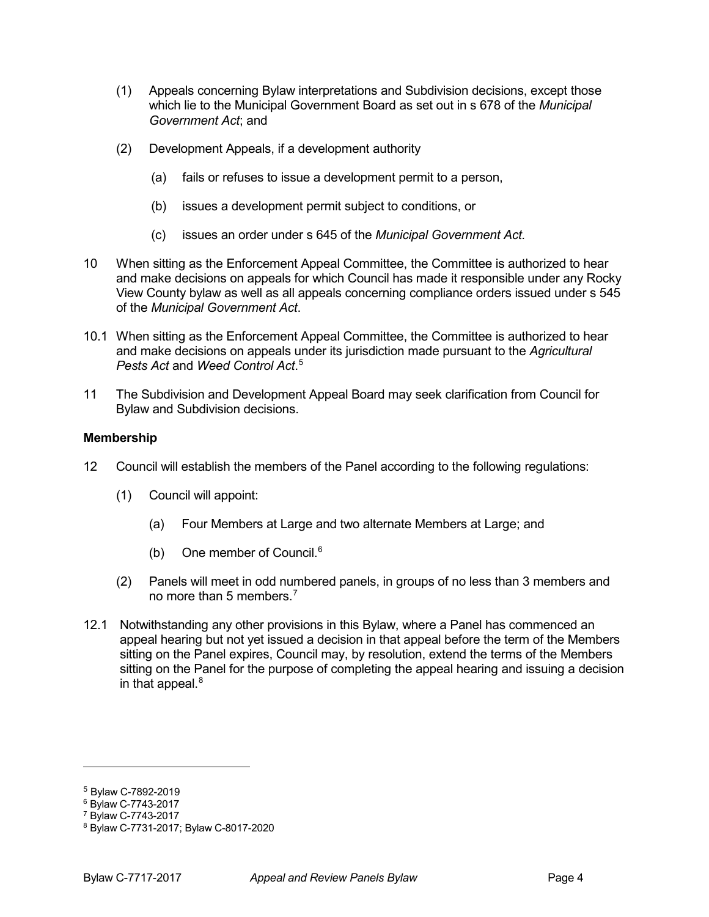(1) Appeals concerning Bylaw interpretations and Subdivision decisions, except those which lie to the Municipal Government Board as set out in s 678 of the *Municipal Government Act*; and

(2) Development Appeals, if a development authority

   (a) fails or refuses to issue a development permit to a person,

   (b) issues a development permit subject to conditions, or

   (c) issues an order under s 645 of the *Municipal Government Act.*

10 When sitting as the Enforcement Appeal Committee, the Committee is authorized to hear and make decisions on appeals for which Council has made it responsible under any Rocky View County bylaw as well as all appeals concerning compliance orders issued under s 545 of the *Municipal Government Act*.

10.1 When sitting as the Enforcement Appeal Committee, the Committee is authorized to hear and make decisions on appeals under its jurisdiction made pursuant to the *Agricultural Pests Act* and *Weed Control Act*.[5]

11 The Subdivision and Development Appeal Board may seek clarification from Council for Bylaw and Subdivision decisions.

**Membership**

12 Council will establish the members of the Panel according to the following regulations:

(1) Council will appoint:

   (a) Four Members at Large and two alternate Members at Large; and

   (b) One member of Council.[6]

(2) Panels will meet in odd numbered panels, in groups of no less than 3 members and no more than 5 members.[7]

12.1 Notwithstanding any other provisions in this Bylaw, where a Panel has commenced an appeal hearing but not yet issued a decision in that appeal before the term of the Members sitting on the Panel expires, Council may, by resolution, extend the terms of the Members sitting on the Panel for the purpose of completing the appeal hearing and issuing a decision in that appeal.[8]

---

[5] Bylaw C-7892-2019
[6] Bylaw C-7743-2017
[7] Bylaw C-7743-2017
[8] Bylaw C-7731-2017; Bylaw C-8017-2020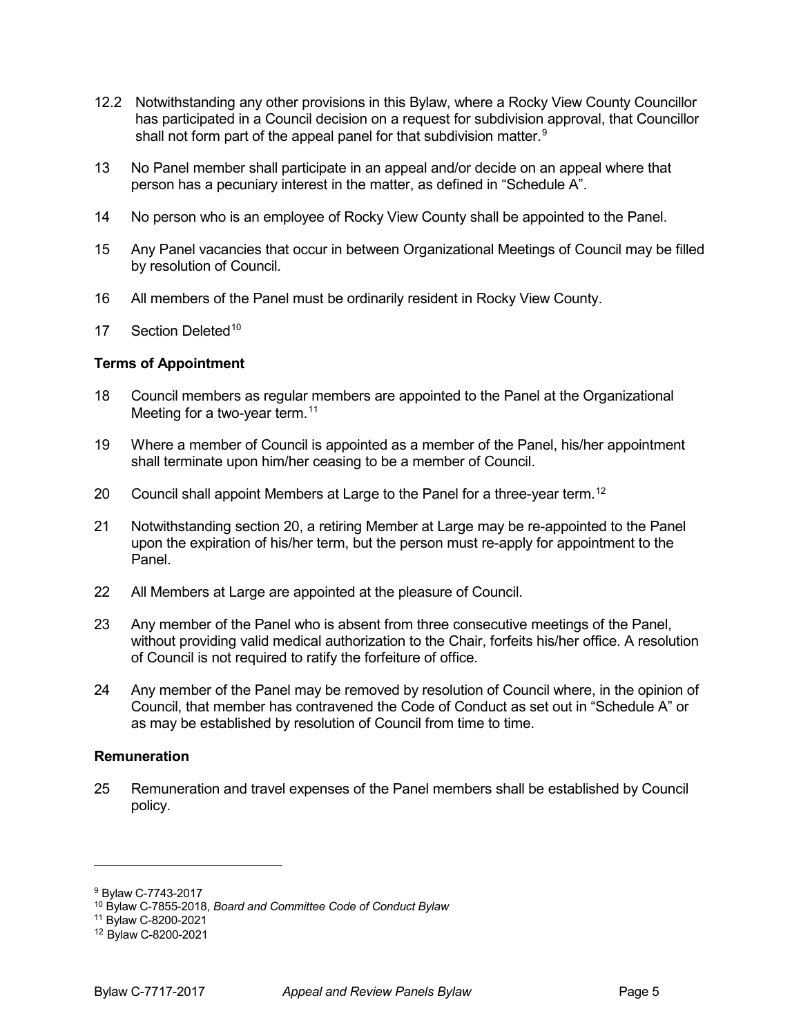12.2 Notwithstanding any other provisions in this Bylaw, where a Rocky View County Councillor has participated in a Council decision on a request for subdivision approval, that Councillor shall not form part of the appeal panel for that subdivision matter.[9]

13 No Panel member shall participate in an appeal and/or decide on an appeal where that person has a pecuniary interest in the matter, as defined in "Schedule A".

14 No person who is an employee of Rocky View County shall be appointed to the Panel.

15 Any Panel vacancies that occur in between Organizational Meetings of Council may be filled by resolution of Council.

16 All members of the Panel must be ordinarily resident in Rocky View County.

17 Section Deleted[10]

**Terms of Appointment**

18 Council members as regular members are appointed to the Panel at the Organizational Meeting for a two-year term.[11]

19 Where a member of Council is appointed as a member of the Panel, his/her appointment shall terminate upon him/her ceasing to be a member of Council.

20 Council shall appoint Members at Large to the Panel for a three-year term.[12]

21 Notwithstanding section 20, a retiring Member at Large may be re-appointed to the Panel upon the expiration of his/her term, but the person must re-apply for appointment to the Panel.

22 All Members at Large are appointed at the pleasure of Council.

23 Any member of the Panel who is absent from three consecutive meetings of the Panel, without providing valid medical authorization to the Chair, forfeits his/her office. A resolution of Council is not required to ratify the forfeiture of office.

24 Any member of the Panel may be removed by resolution of Council where, in the opinion of Council, that member has contravened the Code of Conduct as set out in "Schedule A" or as may be established by resolution of Council from time to time.

**Remuneration**

25 Remuneration and travel expenses of the Panel members shall be established by Council policy.

---

[9] Bylaw C-7743-2017

[10] Bylaw C-7855-2018, *Board and Committee Code of Conduct Bylaw*

[11] Bylaw C-8200-2021

[12] Bylaw C-8200-2021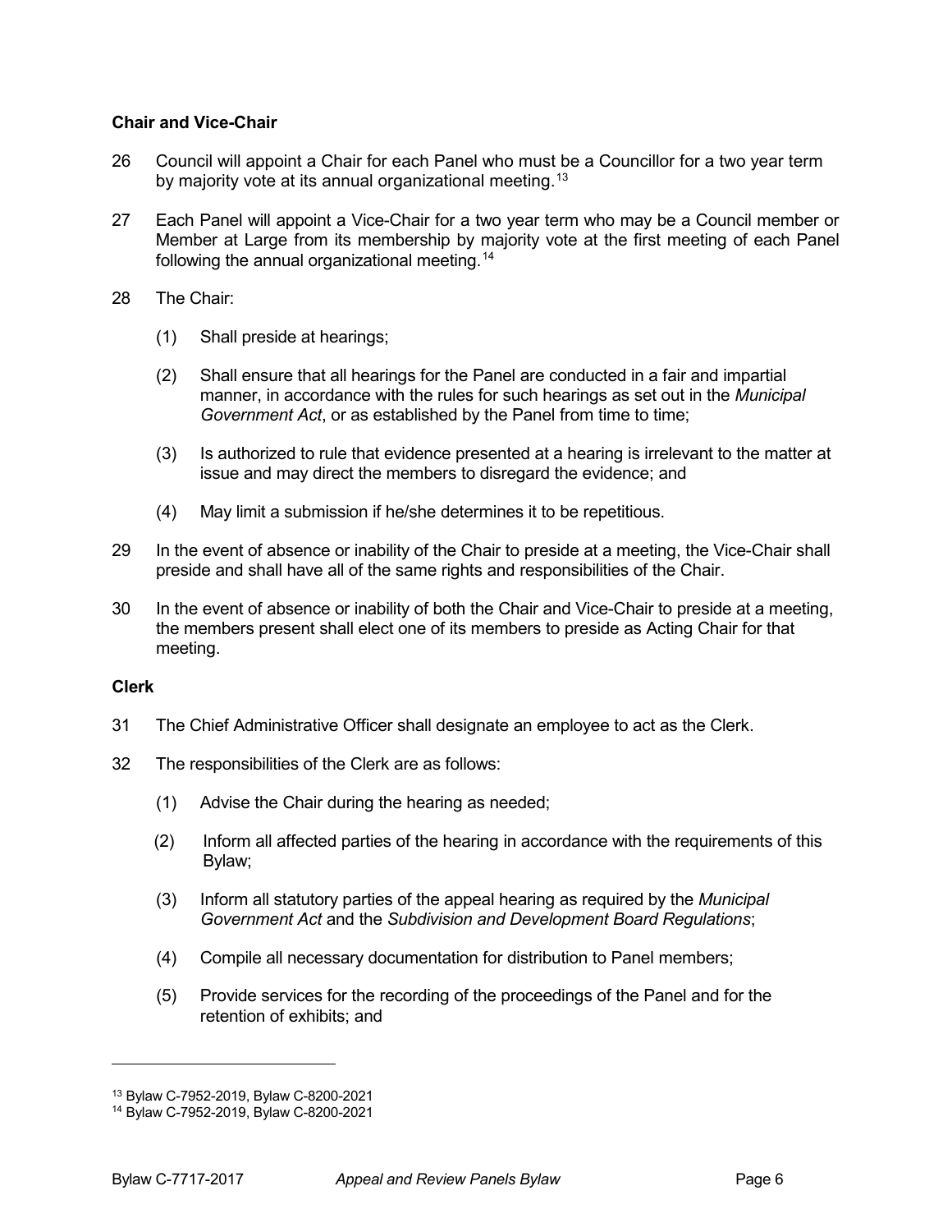**Chair and Vice-Chair**

26 Council will appoint a Chair for each Panel who must be a Councillor for a two year term by majority vote at its annual organizational meeting.[13]

27 Each Panel will appoint a Vice-Chair for a two year term who may be a Council member or Member at Large from its membership by majority vote at the first meeting of each Panel following the annual organizational meeting.[14]

28 The Chair:

(1) Shall preside at hearings;

(2) Shall ensure that all hearings for the Panel are conducted in a fair and impartial manner, in accordance with the rules for such hearings as set out in the *Municipal Government Act*, or as established by the Panel from time to time;

(3) Is authorized to rule that evidence presented at a hearing is irrelevant to the matter at issue and may direct the members to disregard the evidence; and

(4) May limit a submission if he/she determines it to be repetitious.

29 In the event of absence or inability of the Chair to preside at a meeting, the Vice-Chair shall preside and shall have all of the same rights and responsibilities of the Chair.

30 In the event of absence or inability of both the Chair and Vice-Chair to preside at a meeting, the members present shall elect one of its members to preside as Acting Chair for that meeting.

**Clerk**

31 The Chief Administrative Officer shall designate an employee to act as the Clerk.

32 The responsibilities of the Clerk are as follows:

(1) Advise the Chair during the hearing as needed;

(2) Inform all affected parties of the hearing in accordance with the requirements of this Bylaw;

(3) Inform all statutory parties of the appeal hearing as required by the *Municipal Government Act* and the *Subdivision and Development Board Regulations*;

(4) Compile all necessary documentation for distribution to Panel members;

(5) Provide services for the recording of the proceedings of the Panel and for the retention of exhibits; and

---

[13] Bylaw C-7952-2019, Bylaw C-8200-2021

[14] Bylaw C-7952-2019, Bylaw C-8200-2021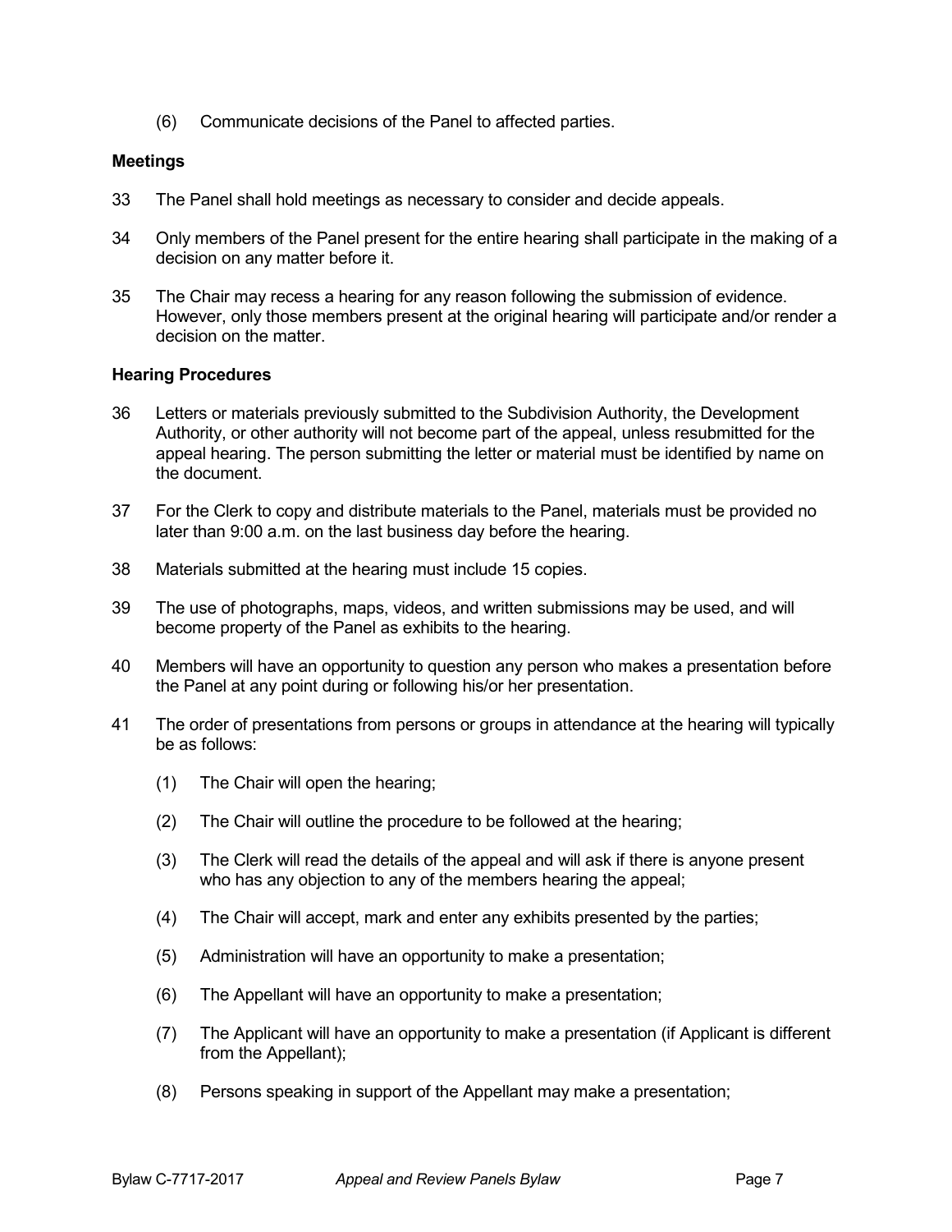(6) Communicate decisions of the Panel to affected parties.

### Meetings

33 The Panel shall hold meetings as necessary to consider and decide appeals.

34 Only members of the Panel present for the entire hearing shall participate in the making of a decision on any matter before it.

35 The Chair may recess a hearing for any reason following the submission of evidence. However, only those members present at the original hearing will participate and/or render a decision on the matter.

### Hearing Procedures

36 Letters or materials previously submitted to the Subdivision Authority, the Development Authority, or other authority will not become part of the appeal, unless resubmitted for the appeal hearing. The person submitting the letter or material must be identified by name on the document.

37 For the Clerk to copy and distribute materials to the Panel, materials must be provided no later than 9:00 a.m. on the last business day before the hearing.

38 Materials submitted at the hearing must include 15 copies.

39 The use of photographs, maps, videos, and written submissions may be used, and will become property of the Panel as exhibits to the hearing.

40 Members will have an opportunity to question any person who makes a presentation before the Panel at any point during or following his/or her presentation.

41 The order of presentations from persons or groups in attendance at the hearing will typically be as follows:

(1) The Chair will open the hearing;

(2) The Chair will outline the procedure to be followed at the hearing;

(3) The Clerk will read the details of the appeal and will ask if there is anyone present who has any objection to any of the members hearing the appeal;

(4) The Chair will accept, mark and enter any exhibits presented by the parties;

(5) Administration will have an opportunity to make a presentation;

(6) The Appellant will have an opportunity to make a presentation;

(7) The Applicant will have an opportunity to make a presentation (if Applicant is different from the Appellant);

(8) Persons speaking in support of the Appellant may make a presentation;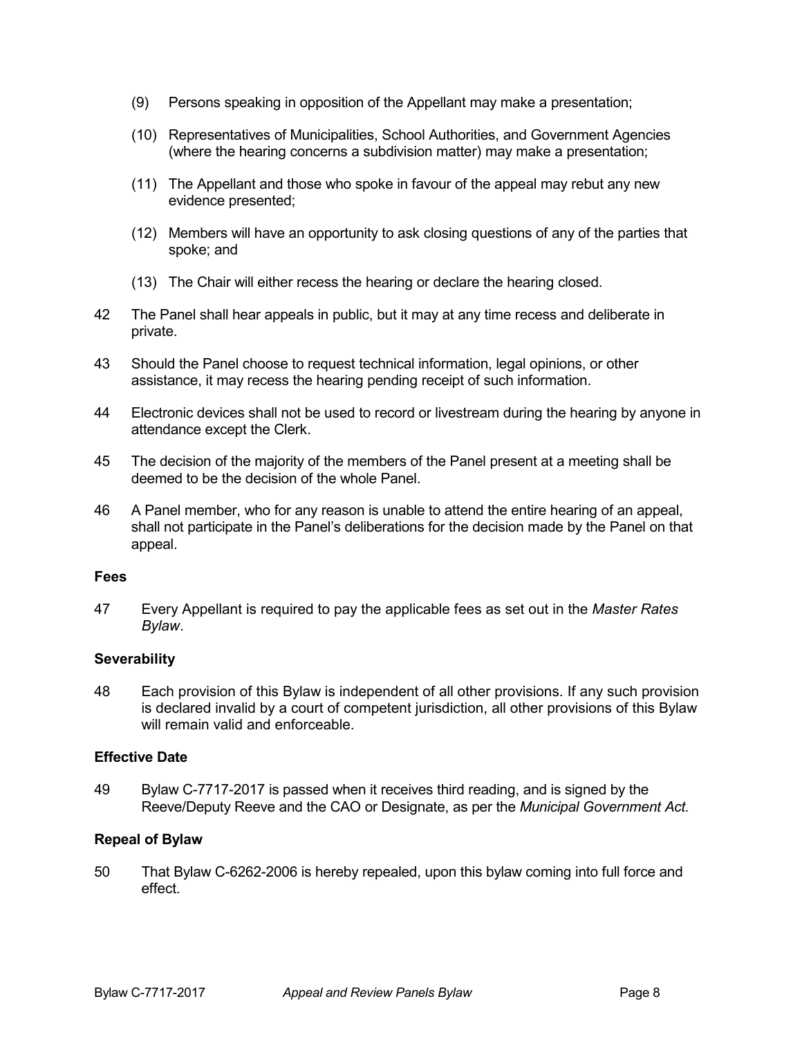(9) Persons speaking in opposition of the Appellant may make a presentation;

(10) Representatives of Municipalities, School Authorities, and Government Agencies (where the hearing concerns a subdivision matter) may make a presentation;

(11) The Appellant and those who spoke in favour of the appeal may rebut any new evidence presented;

(12) Members will have an opportunity to ask closing questions of any of the parties that spoke; and

(13) The Chair will either recess the hearing or declare the hearing closed.

42 The Panel shall hear appeals in public, but it may at any time recess and deliberate in private.

43 Should the Panel choose to request technical information, legal opinions, or other assistance, it may recess the hearing pending receipt of such information.

44 Electronic devices shall not be used to record or livestream during the hearing by anyone in attendance except the Clerk.

45 The decision of the majority of the members of the Panel present at a meeting shall be deemed to be the decision of the whole Panel.

46 A Panel member, who for any reason is unable to attend the entire hearing of an appeal, shall not participate in the Panel's deliberations for the decision made by the Panel on that appeal.

**Fees**

47 Every Appellant is required to pay the applicable fees as set out in the *Master Rates Bylaw*.

**Severability**

48 Each provision of this Bylaw is independent of all other provisions. If any such provision is declared invalid by a court of competent jurisdiction, all other provisions of this Bylaw will remain valid and enforceable.

**Effective Date**

49 Bylaw C-7717-2017 is passed when it receives third reading, and is signed by the Reeve/Deputy Reeve and the CAO or Designate, as per the *Municipal Government Act.*

**Repeal of Bylaw**

50 That Bylaw C-6262-2006 is hereby repealed, upon this bylaw coming into full force and effect.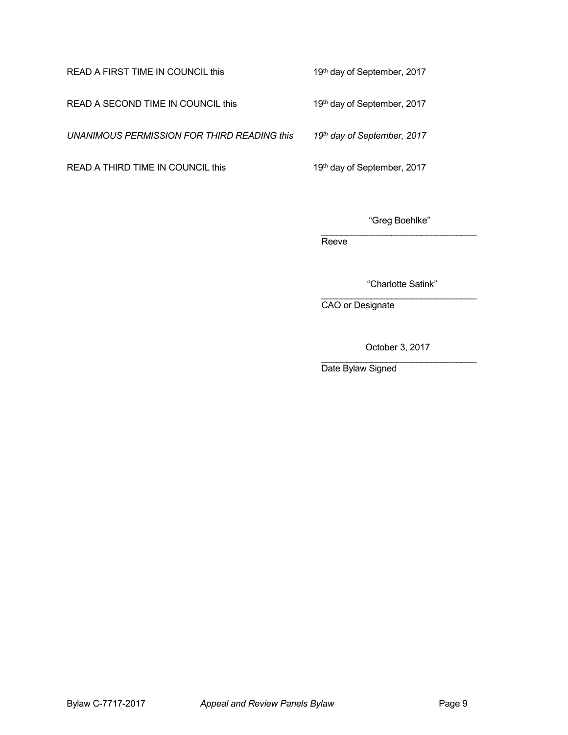| | |
|---|---|
| READ A FIRST TIME IN COUNCIL this | 19th day of September, 2017 |
| READ A SECOND TIME IN COUNCIL this | 19th day of September, 2017 |
| *UNANIMOUS PERMISSION FOR THIRD READING this* | *19th day of September, 2017* |
| READ A THIRD TIME IN COUNCIL this | 19th day of September, 2017 |

"Greg Boehlke"
\_\_\_\_\_\_\_\_\_\_\_\_\_\_\_\_\_\_\_\_\_\_\_\_\_\_\_\_\_\_\_\_
Reeve

"Charlotte Satink"
\_\_\_\_\_\_\_\_\_\_\_\_\_\_\_\_\_\_\_\_\_\_\_\_\_\_\_\_\_\_\_\_
CAO or Designate

October 3, 2017
\_\_\_\_\_\_\_\_\_\_\_\_\_\_\_\_\_\_\_\_\_\_\_\_\_\_\_\_\_\_\_\_
Date Bylaw Signed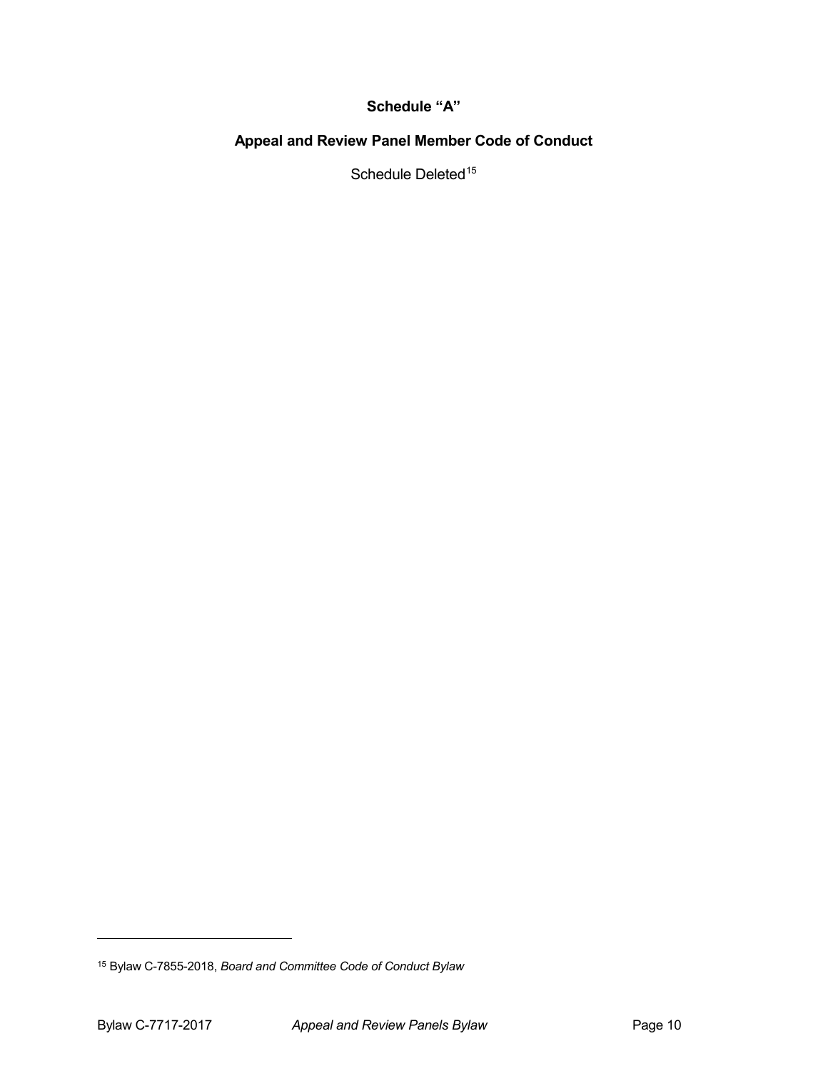# Schedule "A"

## Appeal and Review Panel Member Code of Conduct

Schedule Deleted[15]

---

[15] Bylaw C-7855-2018, *Board and Committee Code of Conduct Bylaw*